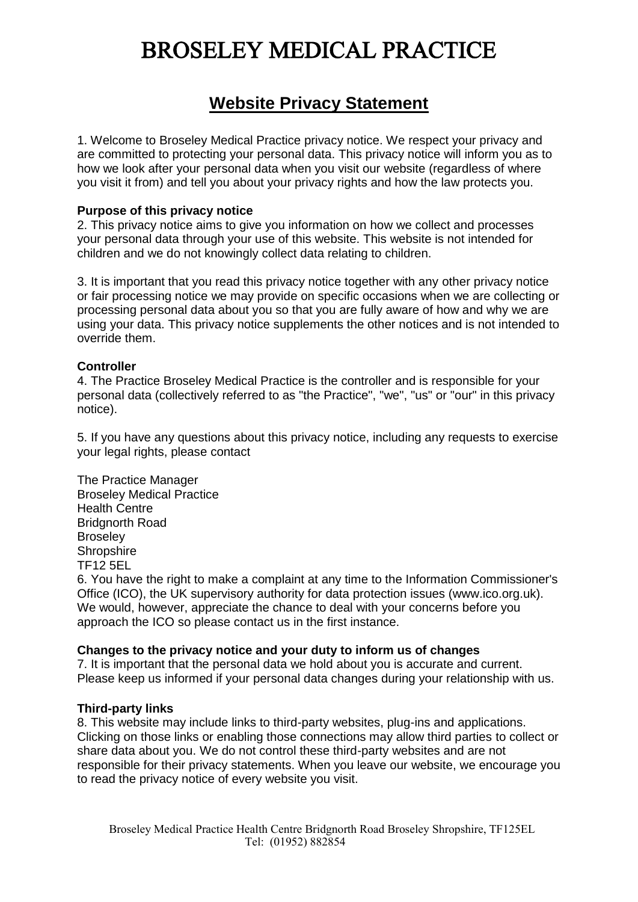# BROSELEY MEDICAL PRACTICE

## Website Privacy Statement

1. Welcome to Broseley Medical Practice privacy notice. We respect your privacy and are committed to protecting your personal data. This privacy notice will inform you as to how we look after your personal data when you visit our website (regardless of where you visit it from) and tell you about your privacy rights and how the law protects you.

**Purpose of this privacy notice**

2. This privacy notice aims to give you information on how we collect and processes your personal data through your use of this website. This website is not intended for children and we do not knowingly collect data relating to children.

3. It is important that you read this privacy notice together with any other privacy notice or fair processing notice we may provide on specific occasions when we are collecting or processing personal data about you so that you are fully aware of how and why we are using your data. This privacy notice supplements the other notices and is not intended to override them.

**Controller**

4. The Practice Broseley Medical Practice is the controller and is responsible for your personal data (collectively referred to as "the Practice", "we", "us" or "our" in this privacy notice).

5. If you have any questions about this privacy notice, including any requests to exercise your legal rights, please contact

The Practice Manager
Broseley Medical Practice
Health Centre
Bridgnorth Road
Broseley
Shropshire
TF12 5EL

6. You have the right to make a complaint at any time to the Information Commissioner's Office (ICO), the UK supervisory authority for data protection issues (www.ico.org.uk). We would, however, appreciate the chance to deal with your concerns before you approach the ICO so please contact us in the first instance.

**Changes to the privacy notice and your duty to inform us of changes**

7. It is important that the personal data we hold about you is accurate and current. Please keep us informed if your personal data changes during your relationship with us.

**Third-party links**

8. This website may include links to third-party websites, plug-ins and applications. Clicking on those links or enabling those connections may allow third parties to collect or share data about you. We do not control these third-party websites and are not responsible for their privacy statements. When you leave our website, we encourage you to read the privacy notice of every website you visit.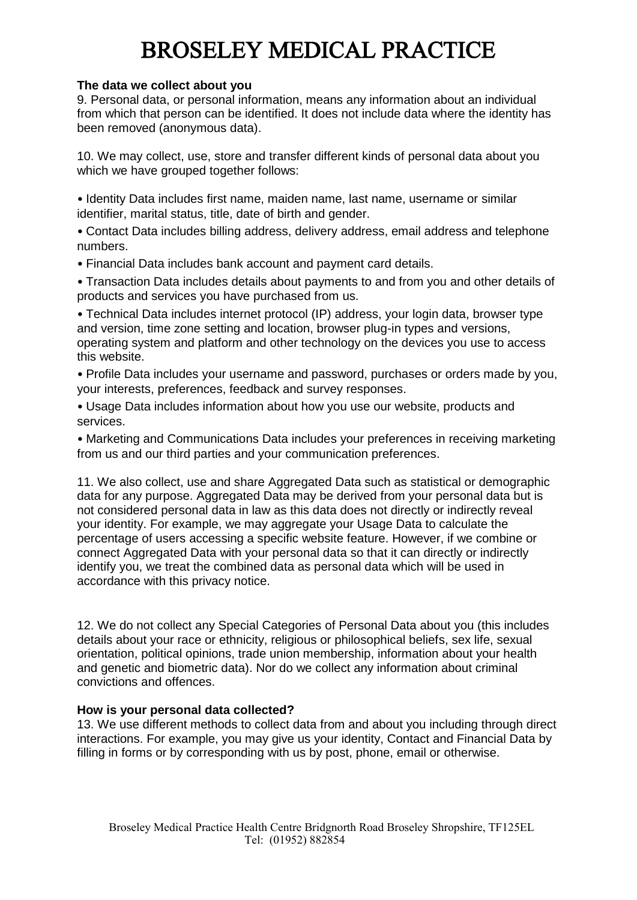# BROSELEY MEDICAL PRACTICE

**The data we collect about you**

9. Personal data, or personal information, means any information about an individual from which that person can be identified. It does not include data where the identity has been removed (anonymous data).

10. We may collect, use, store and transfer different kinds of personal data about you which we have grouped together follows:

- Identity Data includes first name, maiden name, last name, username or similar identifier, marital status, title, date of birth and gender.
- Contact Data includes billing address, delivery address, email address and telephone numbers.
- Financial Data includes bank account and payment card details.
- Transaction Data includes details about payments to and from you and other details of products and services you have purchased from us.
- Technical Data includes internet protocol (IP) address, your login data, browser type and version, time zone setting and location, browser plug-in types and versions, operating system and platform and other technology on the devices you use to access this website.
- Profile Data includes your username and password, purchases or orders made by you, your interests, preferences, feedback and survey responses.
- Usage Data includes information about how you use our website, products and services.
- Marketing and Communications Data includes your preferences in receiving marketing from us and our third parties and your communication preferences.

11. We also collect, use and share Aggregated Data such as statistical or demographic data for any purpose. Aggregated Data may be derived from your personal data but is not considered personal data in law as this data does not directly or indirectly reveal your identity. For example, we may aggregate your Usage Data to calculate the percentage of users accessing a specific website feature. However, if we combine or connect Aggregated Data with your personal data so that it can directly or indirectly identify you, we treat the combined data as personal data which will be used in accordance with this privacy notice.

12. We do not collect any Special Categories of Personal Data about you (this includes details about your race or ethnicity, religious or philosophical beliefs, sex life, sexual orientation, political opinions, trade union membership, information about your health and genetic and biometric data). Nor do we collect any information about criminal convictions and offences.

**How is your personal data collected?**

13. We use different methods to collect data from and about you including through direct interactions. For example, you may give us your identity, Contact and Financial Data by filling in forms or by corresponding with us by post, phone, email or otherwise.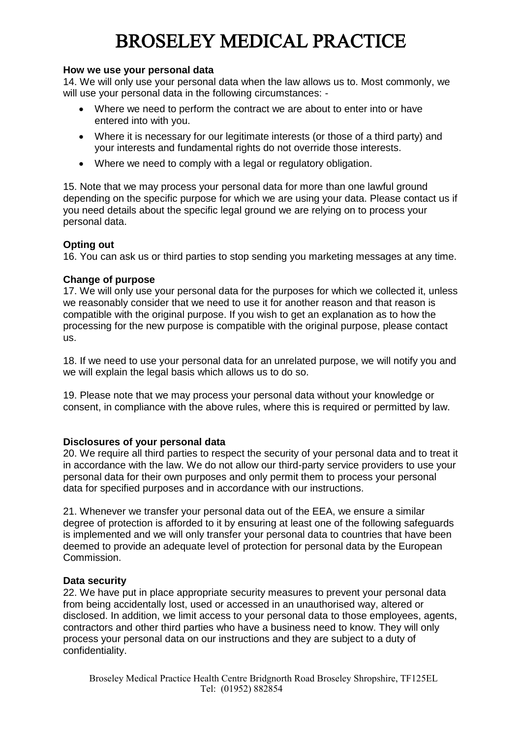**How we use your personal data**

14. We will only use your personal data when the law allows us to. Most commonly, we will use your personal data in the following circumstances: -

- Where we need to perform the contract we are about to enter into or have entered into with you.
- Where it is necessary for our legitimate interests (or those of a third party) and your interests and fundamental rights do not override those interests.
- Where we need to comply with a legal or regulatory obligation.

15. Note that we may process your personal data for more than one lawful ground depending on the specific purpose for which we are using your data. Please contact us if you need details about the specific legal ground we are relying on to process your personal data.

**Opting out**

16. You can ask us or third parties to stop sending you marketing messages at any time.

**Change of purpose**

17. We will only use your personal data for the purposes for which we collected it, unless we reasonably consider that we need to use it for another reason and that reason is compatible with the original purpose. If you wish to get an explanation as to how the processing for the new purpose is compatible with the original purpose, please contact us.

18. If we need to use your personal data for an unrelated purpose, we will notify you and we will explain the legal basis which allows us to do so.

19. Please note that we may process your personal data without your knowledge or consent, in compliance with the above rules, where this is required or permitted by law.

**Disclosures of your personal data**

20. We require all third parties to respect the security of your personal data and to treat it in accordance with the law. We do not allow our third-party service providers to use your personal data for their own purposes and only permit them to process your personal data for specified purposes and in accordance with our instructions.

21. Whenever we transfer your personal data out of the EEA, we ensure a similar degree of protection is afforded to it by ensuring at least one of the following safeguards is implemented and we will only transfer your personal data to countries that have been deemed to provide an adequate level of protection for personal data by the European Commission.

**Data security**

22. We have put in place appropriate security measures to prevent your personal data from being accidentally lost, used or accessed in an unauthorised way, altered or disclosed. In addition, we limit access to your personal data to those employees, agents, contractors and other third parties who have a business need to know. They will only process your personal data on our instructions and they are subject to a duty of confidentiality.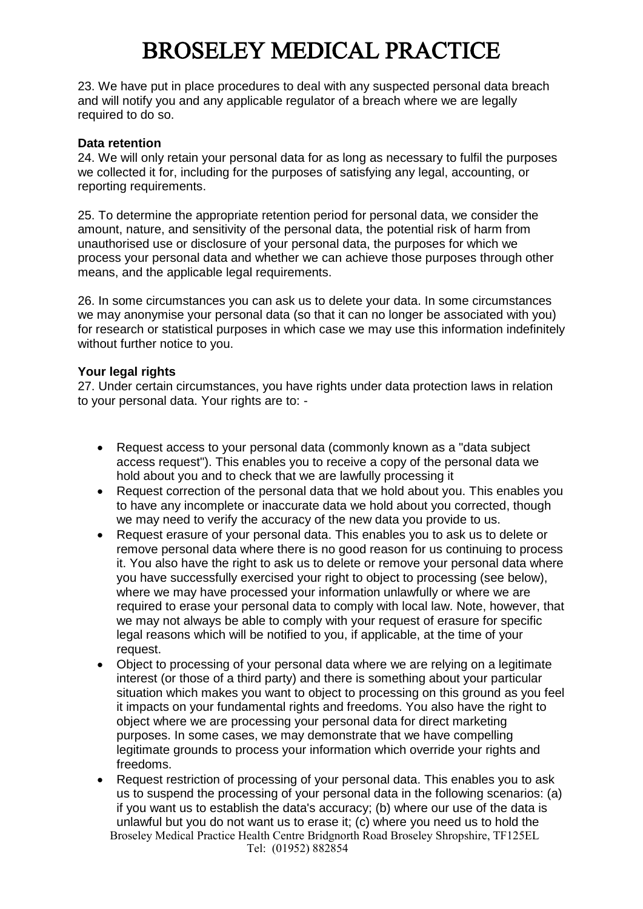23. We have put in place procedures to deal with any suspected personal data breach and will notify you and any applicable regulator of a breach where we are legally required to do so.

**Data retention**

24. We will only retain your personal data for as long as necessary to fulfil the purposes we collected it for, including for the purposes of satisfying any legal, accounting, or reporting requirements.

25. To determine the appropriate retention period for personal data, we consider the amount, nature, and sensitivity of the personal data, the potential risk of harm from unauthorised use or disclosure of your personal data, the purposes for which we process your personal data and whether we can achieve those purposes through other means, and the applicable legal requirements.

26. In some circumstances you can ask us to delete your data. In some circumstances we may anonymise your personal data (so that it can no longer be associated with you) for research or statistical purposes in which case we may use this information indefinitely without further notice to you.

**Your legal rights**

27. Under certain circumstances, you have rights under data protection laws in relation to your personal data. Your rights are to: -

- Request access to your personal data (commonly known as a "data subject access request"). This enables you to receive a copy of the personal data we hold about you and to check that we are lawfully processing it
- Request correction of the personal data that we hold about you. This enables you to have any incomplete or inaccurate data we hold about you corrected, though we may need to verify the accuracy of the new data you provide to us.
- Request erasure of your personal data. This enables you to ask us to delete or remove personal data where there is no good reason for us continuing to process it. You also have the right to ask us to delete or remove your personal data where you have successfully exercised your right to object to processing (see below), where we may have processed your information unlawfully or where we are required to erase your personal data to comply with local law. Note, however, that we may not always be able to comply with your request of erasure for specific legal reasons which will be notified to you, if applicable, at the time of your request.
- Object to processing of your personal data where we are relying on a legitimate interest (or those of a third party) and there is something about your particular situation which makes you want to object to processing on this ground as you feel it impacts on your fundamental rights and freedoms. You also have the right to object where we are processing your personal data for direct marketing purposes. In some cases, we may demonstrate that we have compelling legitimate grounds to process your information which override your rights and freedoms.
- Request restriction of processing of your personal data. This enables you to ask us to suspend the processing of your personal data in the following scenarios: (a) if you want us to establish the data's accuracy; (b) where our use of the data is unlawful but you do not want us to erase it; (c) where you need us to hold the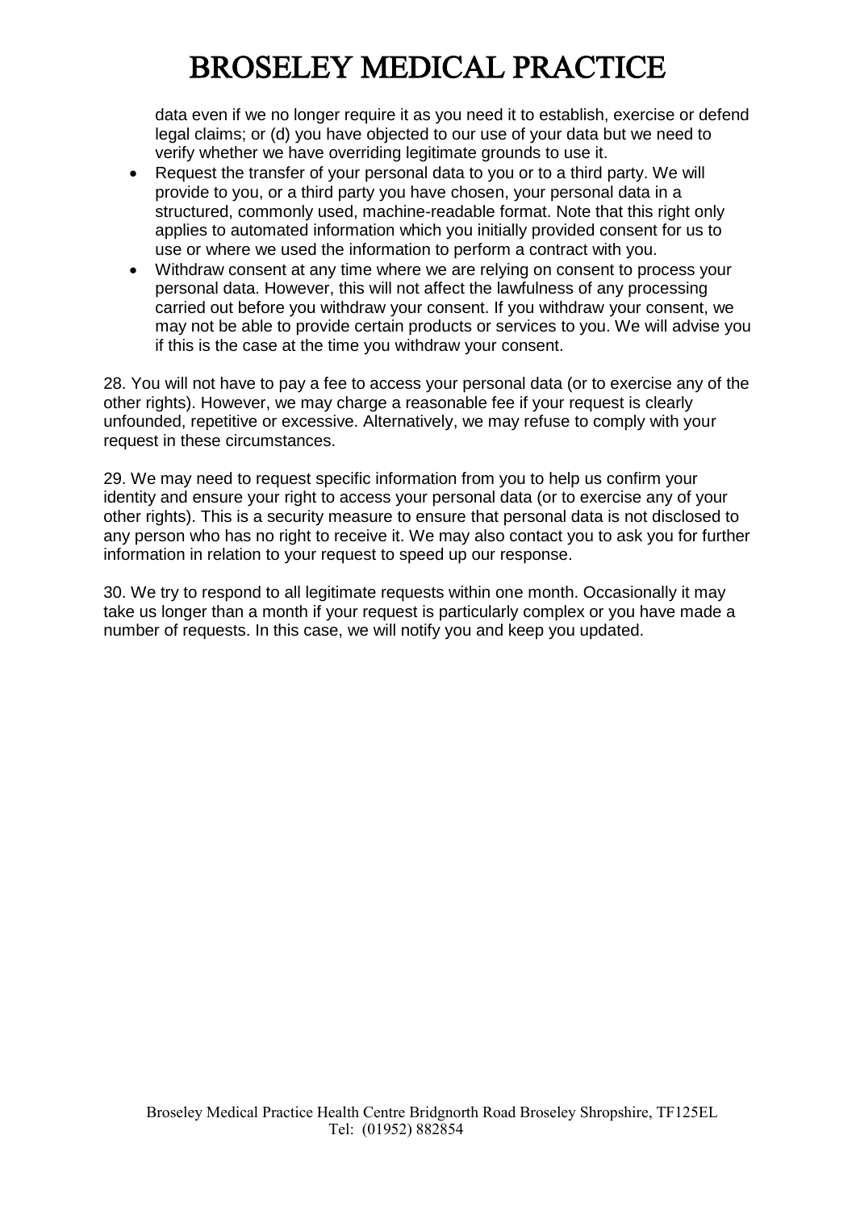data even if we no longer require it as you need it to establish, exercise or defend legal claims; or (d) you have objected to our use of your data but we need to verify whether we have overriding legitimate grounds to use it.

- Request the transfer of your personal data to you or to a third party. We will provide to you, or a third party you have chosen, your personal data in a structured, commonly used, machine-readable format. Note that this right only applies to automated information which you initially provided consent for us to use or where we used the information to perform a contract with you.
- Withdraw consent at any time where we are relying on consent to process your personal data. However, this will not affect the lawfulness of any processing carried out before you withdraw your consent. If you withdraw your consent, we may not be able to provide certain products or services to you. We will advise you if this is the case at the time you withdraw your consent.

28. You will not have to pay a fee to access your personal data (or to exercise any of the other rights). However, we may charge a reasonable fee if your request is clearly unfounded, repetitive or excessive. Alternatively, we may refuse to comply with your request in these circumstances.

29. We may need to request specific information from you to help us confirm your identity and ensure your right to access your personal data (or to exercise any of your other rights). This is a security measure to ensure that personal data is not disclosed to any person who has no right to receive it. We may also contact you to ask you for further information in relation to your request to speed up our response.

30. We try to respond to all legitimate requests within one month. Occasionally it may take us longer than a month if your request is particularly complex or you have made a number of requests. In this case, we will notify you and keep you updated.